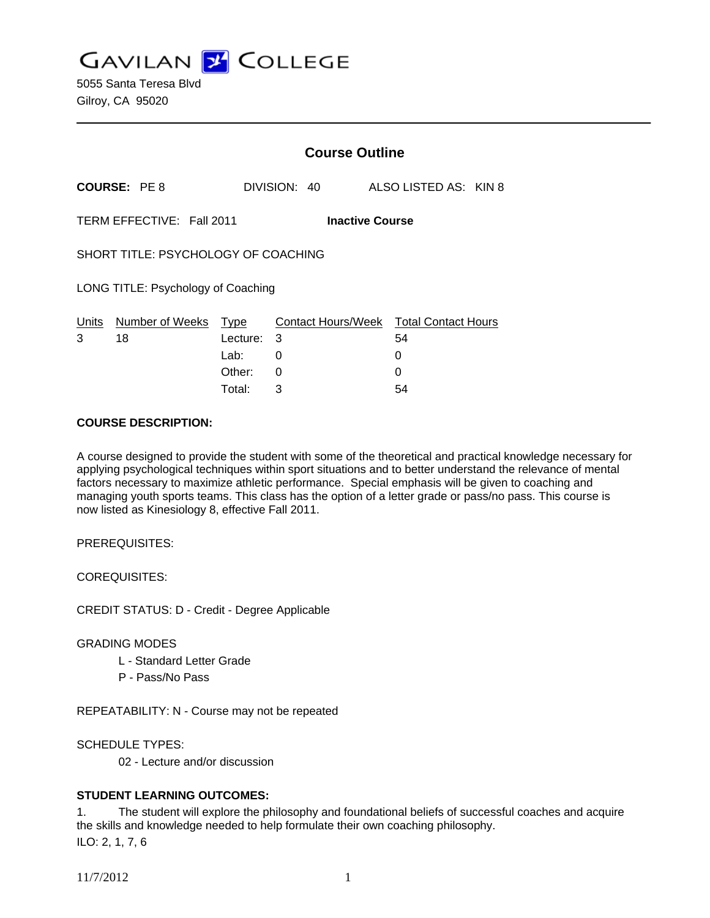# GAVILAN COLLEGE

5055 Santa Teresa Blvd
Gilroy, CA 95020

## Course Outline

**COURSE:** PE 8 DIVISION: 40 ALSO LISTED AS: KIN 8

TERM EFFECTIVE: Fall 2011 **Inactive Course**

SHORT TITLE: PSYCHOLOGY OF COACHING

LONG TITLE: Psychology of Coaching

| Units | Number of Weeks | Type | Contact Hours/Week | Total Contact Hours |
|---|---|---|---|---|
| 3 | 18 | Lecture: | 3 | 54 |
| | | Lab: | 0 | 0 |
| | | Other: | 0 | 0 |
| | | Total: | 3 | 54 |

**COURSE DESCRIPTION:**

A course designed to provide the student with some of the theoretical and practical knowledge necessary for applying psychological techniques within sport situations and to better understand the relevance of mental factors necessary to maximize athletic performance. Special emphasis will be given to coaching and managing youth sports teams. This class has the option of a letter grade or pass/no pass. This course is now listed as Kinesiology 8, effective Fall 2011.

PREREQUISITES:

COREQUISITES:

CREDIT STATUS: D - Credit - Degree Applicable

GRADING MODES

- L - Standard Letter Grade
- P - Pass/No Pass

REPEATABILITY: N - Course may not be repeated

SCHEDULE TYPES:

- 02 - Lecture and/or discussion

**STUDENT LEARNING OUTCOMES:**

1. The student will explore the philosophy and foundational beliefs of successful coaches and acquire the skills and knowledge needed to help formulate their own coaching philosophy.
ILO: 2, 1, 7, 6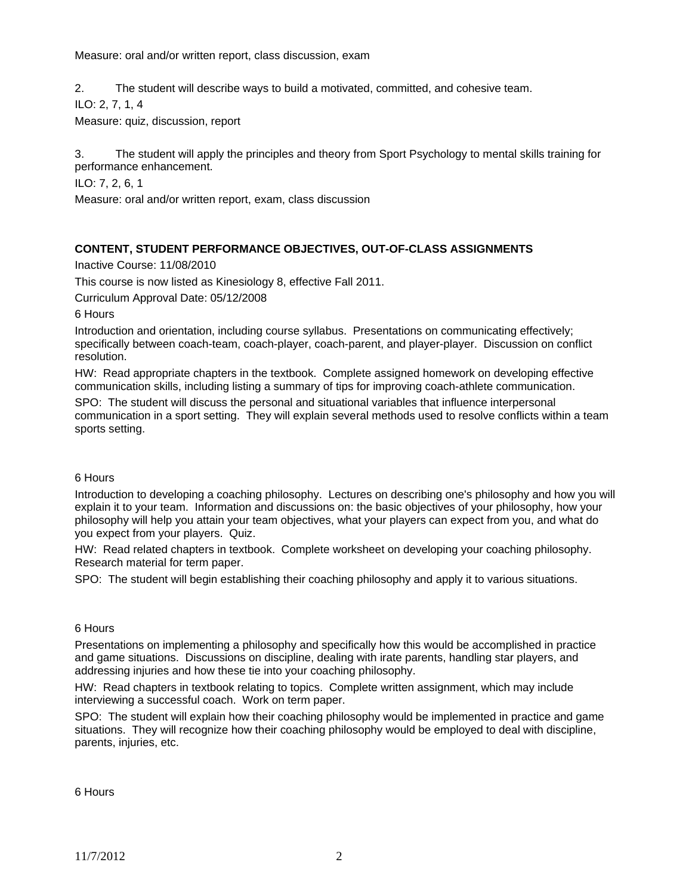Measure: oral and/or written report, class discussion, exam

2. The student will describe ways to build a motivated, committed, and cohesive team.

ILO: 2, 7, 1, 4

Measure: quiz, discussion, report

3. The student will apply the principles and theory from Sport Psychology to mental skills training for performance enhancement.

ILO: 7, 2, 6, 1

Measure: oral and/or written report, exam, class discussion

**CONTENT, STUDENT PERFORMANCE OBJECTIVES, OUT-OF-CLASS ASSIGNMENTS**

Inactive Course: 11/08/2010

This course is now listed as Kinesiology 8, effective Fall 2011.

Curriculum Approval Date: 05/12/2008

6 Hours

Introduction and orientation, including course syllabus. Presentations on communicating effectively; specifically between coach-team, coach-player, coach-parent, and player-player. Discussion on conflict resolution.

HW: Read appropriate chapters in the textbook. Complete assigned homework on developing effective communication skills, including listing a summary of tips for improving coach-athlete communication.

SPO: The student will discuss the personal and situational variables that influence interpersonal communication in a sport setting. They will explain several methods used to resolve conflicts within a team sports setting.

6 Hours

Introduction to developing a coaching philosophy. Lectures on describing one's philosophy and how you will explain it to your team. Information and discussions on: the basic objectives of your philosophy, how your philosophy will help you attain your team objectives, what your players can expect from you, and what do you expect from your players. Quiz.

HW: Read related chapters in textbook. Complete worksheet on developing your coaching philosophy. Research material for term paper.

SPO: The student will begin establishing their coaching philosophy and apply it to various situations.

6 Hours

Presentations on implementing a philosophy and specifically how this would be accomplished in practice and game situations. Discussions on discipline, dealing with irate parents, handling star players, and addressing injuries and how these tie into your coaching philosophy.

HW: Read chapters in textbook relating to topics. Complete written assignment, which may include interviewing a successful coach. Work on term paper.

SPO: The student will explain how their coaching philosophy would be implemented in practice and game situations. They will recognize how their coaching philosophy would be employed to deal with discipline, parents, injuries, etc.

6 Hours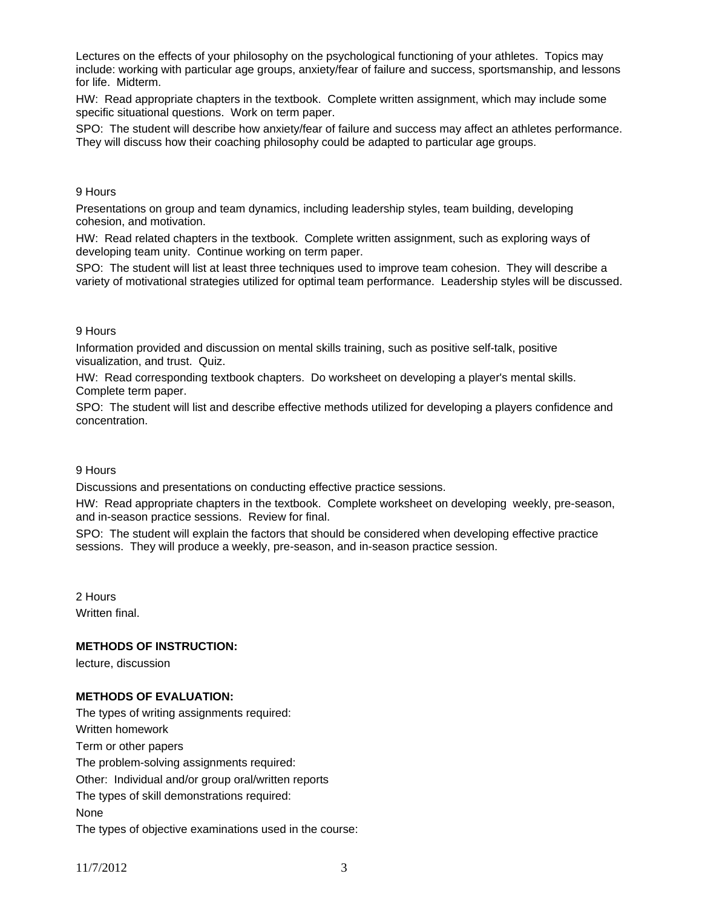Lectures on the effects of your philosophy on the psychological functioning of your athletes. Topics may include: working with particular age groups, anxiety/fear of failure and success, sportsmanship, and lessons for life. Midterm.

HW: Read appropriate chapters in the textbook. Complete written assignment, which may include some specific situational questions. Work on term paper.

SPO: The student will describe how anxiety/fear of failure and success may affect an athletes performance. They will discuss how their coaching philosophy could be adapted to particular age groups.

9 Hours

Presentations on group and team dynamics, including leadership styles, team building, developing cohesion, and motivation.

HW: Read related chapters in the textbook. Complete written assignment, such as exploring ways of developing team unity. Continue working on term paper.

SPO: The student will list at least three techniques used to improve team cohesion. They will describe a variety of motivational strategies utilized for optimal team performance. Leadership styles will be discussed.

9 Hours

Information provided and discussion on mental skills training, such as positive self-talk, positive visualization, and trust. Quiz.

HW: Read corresponding textbook chapters. Do worksheet on developing a player's mental skills. Complete term paper.

SPO: The student will list and describe effective methods utilized for developing a players confidence and concentration.

9 Hours

Discussions and presentations on conducting effective practice sessions.

HW: Read appropriate chapters in the textbook. Complete worksheet on developing weekly, pre-season, and in-season practice sessions. Review for final.

SPO: The student will explain the factors that should be considered when developing effective practice sessions. They will produce a weekly, pre-season, and in-season practice session.

2 Hours

Written final.

**METHODS OF INSTRUCTION:**

lecture, discussion

**METHODS OF EVALUATION:**

The types of writing assignments required:

Written homework

Term or other papers

The problem-solving assignments required:

Other: Individual and/or group oral/written reports

The types of skill demonstrations required:

None

The types of objective examinations used in the course: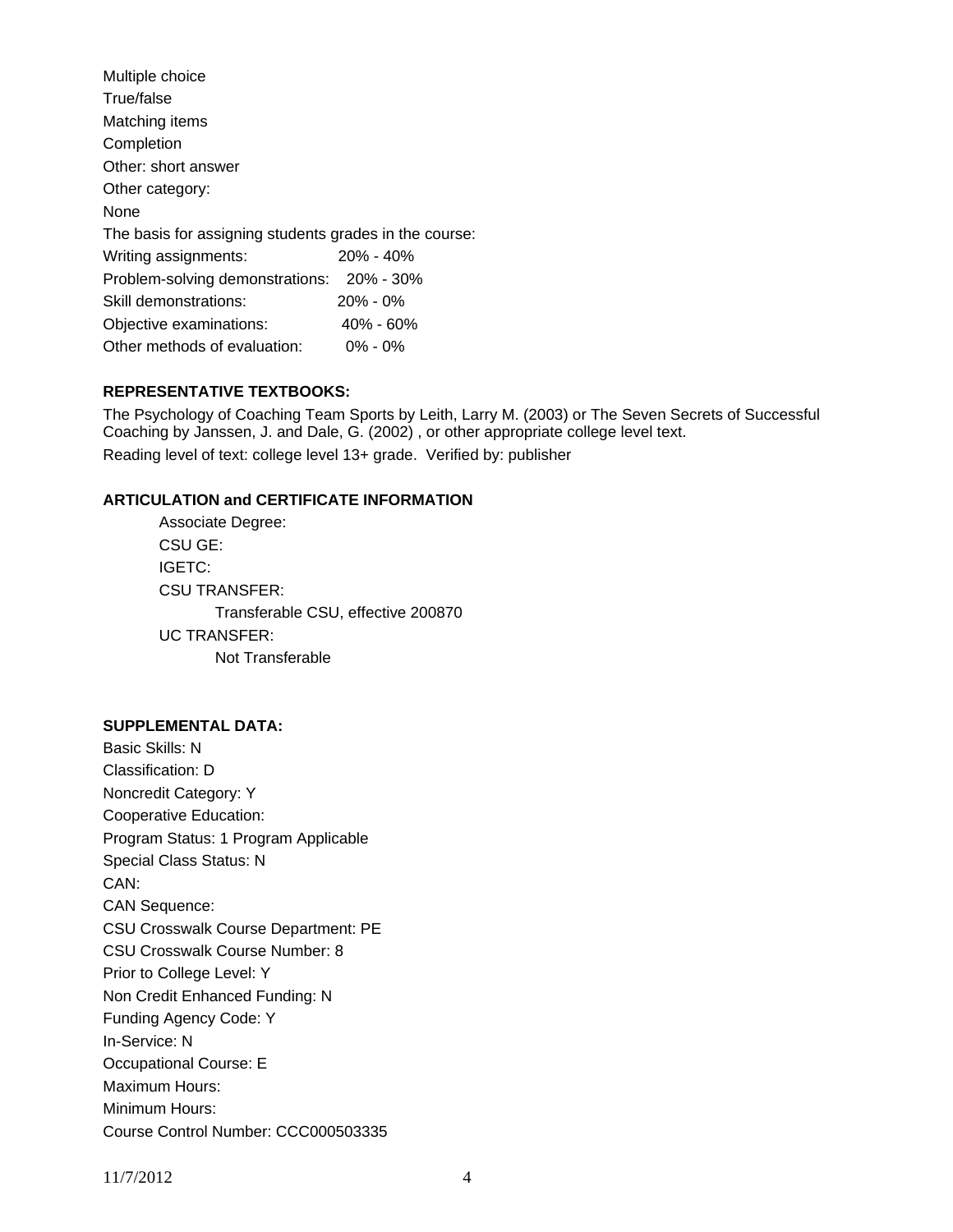Multiple choice

True/false

Matching items

Completion

Other: short answer

Other category:

None

The basis for assigning students grades in the course:

| | |
|---|---|
| Writing assignments: | 20% - 40% |
| Problem-solving demonstrations: | 20% - 30% |
| Skill demonstrations: | 20% - 0% |
| Objective examinations: | 40% - 60% |
| Other methods of evaluation: | 0% - 0% |

**REPRESENTATIVE TEXTBOOKS:**

The Psychology of Coaching Team Sports by Leith, Larry M. (2003) or The Seven Secrets of Successful Coaching by Janssen, J. and Dale, G. (2002) , or other appropriate college level text.

Reading level of text: college level 13+ grade. Verified by: publisher

**ARTICULATION and CERTIFICATE INFORMATION**

Associate Degree:

CSU GE:

IGETC:

CSU TRANSFER:

Transferable CSU, effective 200870

UC TRANSFER:

Not Transferable

**SUPPLEMENTAL DATA:**

Basic Skills: N

Classification: D

Noncredit Category: Y

Cooperative Education:

Program Status: 1 Program Applicable

Special Class Status: N

CAN:

CAN Sequence:

CSU Crosswalk Course Department: PE

CSU Crosswalk Course Number: 8

Prior to College Level: Y

Non Credit Enhanced Funding: N

Funding Agency Code: Y

In-Service: N

Occupational Course: E

Maximum Hours:

Minimum Hours:

Course Control Number: CCC000503335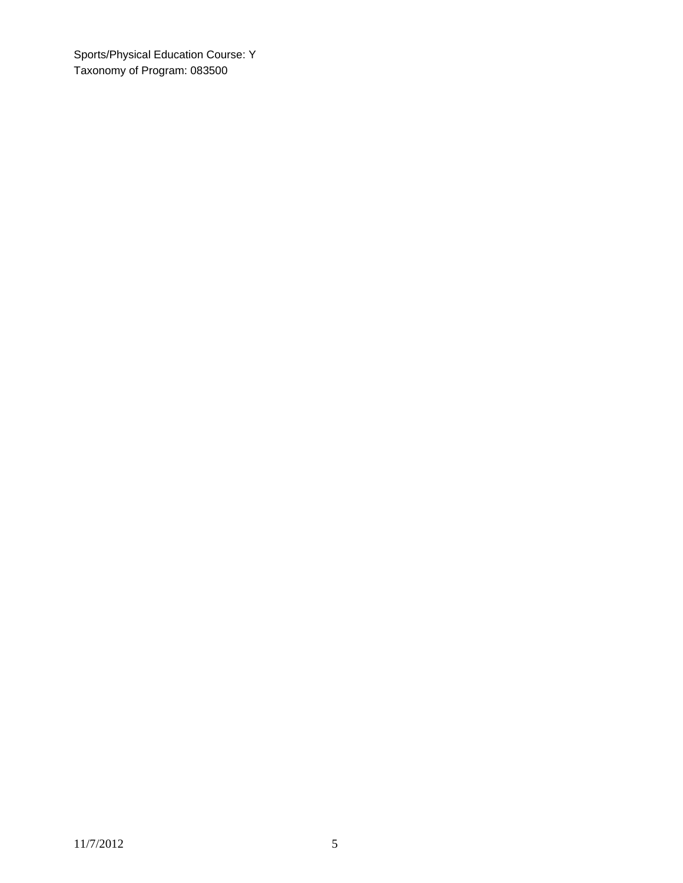Sports/Physical Education Course: Y
Taxonomy of Program: 083500